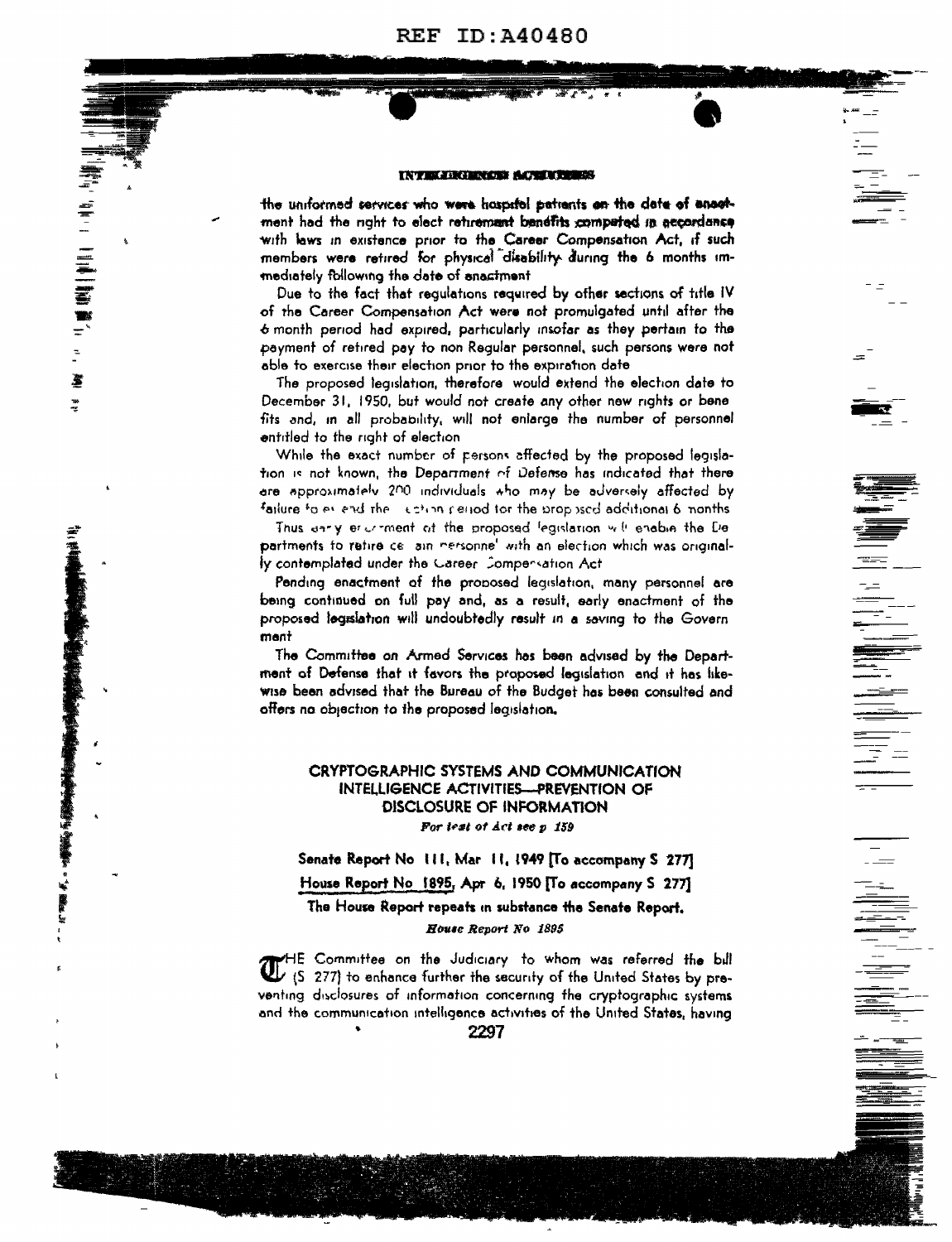the uniformed services who were hospital patients on the date of enactment had the right to elect retirement benefits computed in accordance with laws in existence prior to the Career Compensation Act, if such members were retired for physical disability during the 6 months immediately following the date of enactment

Due to the fact that regulations required by other sections of title IV of the Career Compensation Act were not promulgated until after the 6 month period had expired, particularly insofar as they pertain to the payment of retired pay to non Regular personnel, such persons were not able to exercise their election prior to the expiration date

The proposed legislation, therefore would extend the election date to December 31, 1950, but would not create any other new rights or benefits and, in all probability, will not enlarge the number of personnel entitled to the right of election

While the exact number of persons affected by the proposed legislation is not known, the Department of Defense has indicated that there are approximately 200 individuals who may be adversely affected by failure to extend the election period for the proposed additional 6 months

Thus early enactment of the proposed legislation will enable the Departments to retire certain personnel with an election which was originally contemplated under the Career Compensation Act

Pending enactment of the proposed legislation, many personnel are being continued on full pay and, as a result, early enactment of the proposed legislation will undoubtedly result in a saving to the Government

The Committee on Armed Services has been advised by the Department of Defense that it favors the proposed legislation and it has likewise been advised that the Bureau of the Budget has been consulted and offers no objection to the proposed legislation.

## CRYPTOGRAPHIC SYSTEMS AND COMMUNICATION INTELLIGENCE ACTIVITIES—PREVENTION OF DISCLOSURE OF INFORMATION

*For text of Act see p 159*

**Senate Report No 111, Mar 11, 1949 [To accompany S 277]**

**House Report No 1895, Apr 6, 1950 [To accompany S 277]**

**The House Report repeats in substance the Senate Report.**

*House Report No 1895*

THE Committee on the Judiciary to whom was referred the bill (S 277) to enhance further the security of the United States by preventing disclosures of information concerning the cryptographic systems and the communication intelligence activities of the United States, having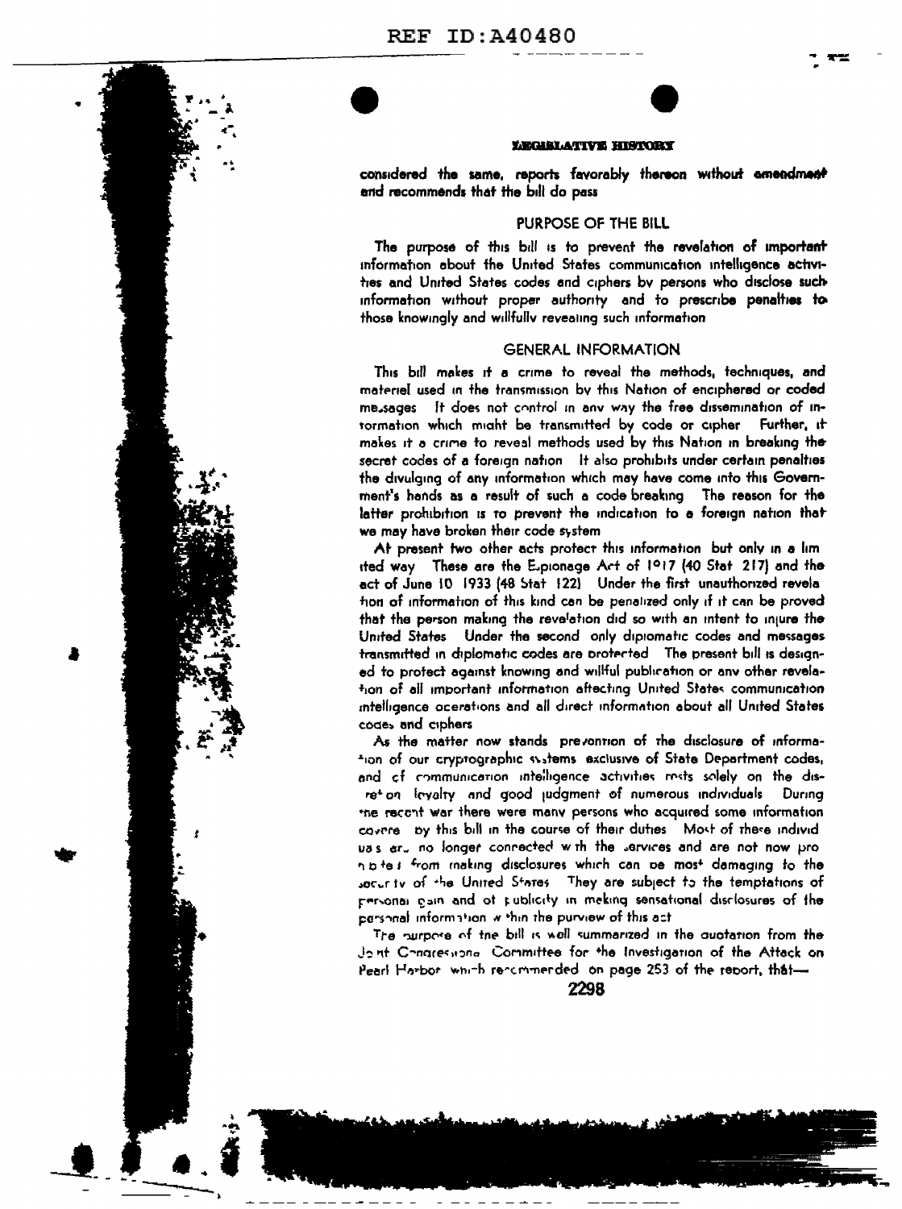considered the same, reports favorably thereon without amendment and recommends that the bill do pass

## PURPOSE OF THE BILL

The purpose of this bill is to prevent the revelation of important information about the United States communication intelligence activities and United States codes and ciphers by persons who disclose such information without proper authority and to prescribe penalties to those knowingly and willfully revealing such information

## GENERAL INFORMATION

This bill makes it a crime to reveal the methods, techniques, and materiel used in the transmission by this Nation of enciphered or coded messages It does not control in any way the free dissemination of information which might be transmitted by code or cipher Further, it makes it a crime to reveal methods used by this Nation in breaking the secret codes of a foreign nation It also prohibits under certain penalties the divulging of any information which may have come into this Government's hands as a result of such a code breaking The reason for the latter prohibition is to prevent the indication to a foreign nation that we may have broken their code system

At present two other acts protect this information but only in a limited way These are the Espionage Act of 1917 (40 Stat 217) and the act of June 10 1933 (48 Stat 122) Under the first unauthorized revelation of information of this kind can be penalized only if it can be proved that the person making the revelation did so with an intent to injure the United States Under the second only diplomatic codes and messages transmitted in diplomatic codes are protected The present bill is designed to protect against knowing and willful publication or any other revelation of all important information affecting United States communication intelligence operations and all direct information about all United States codes and ciphers

As the matter now stands prevention of the disclosure of information of our cryptographic systems exclusive of State Department codes, and of communication intelligence activities rests solely on the discretion loyalty and good judgment of numerous individuals During the recent war there were many persons who acquired some information covered by this bill in the course of their duties Most of these individuals are no longer connected with the services and are not now prohibited from making disclosures which can be most damaging to the security of the United States They are subject to the temptations of personal gain and of publicity in making sensational disclosures of the personal information within the purview of this act

The purpose of the bill is well summarized in the quotation from the Joint Congressional Committee for the Investigation of the Attack on Pearl Harbor which recommended on page 253 of the report, that—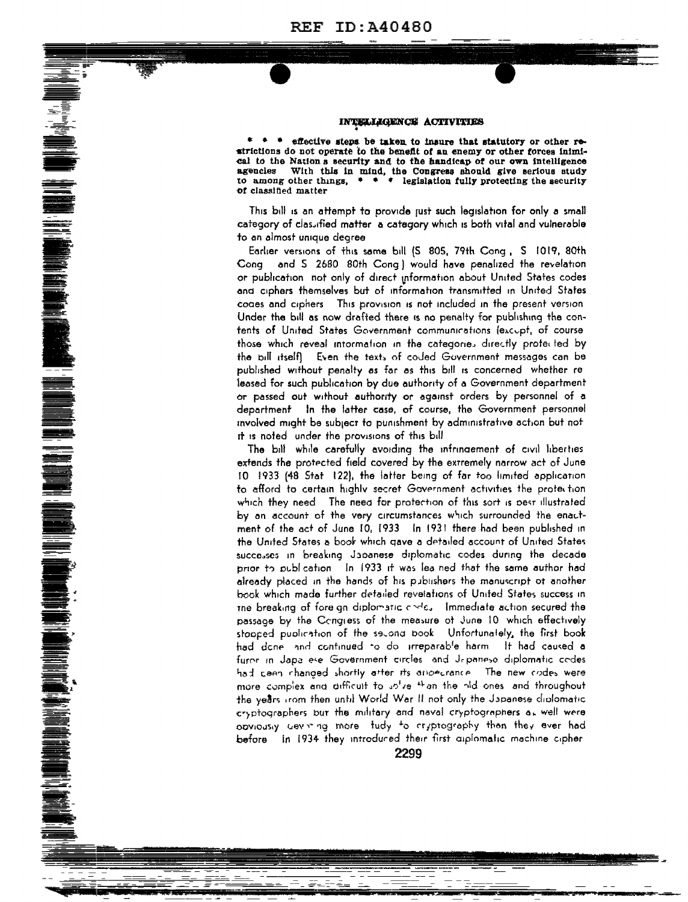**INTELLIGENCE ACTIVITIES**

**\* \* \* effective steps be taken to insure that statutory or other restrictions do not operate to the benefit of an enemy or other forces inimical to the Nation s security and to the handicap of our own intelligence agencies With this in mind, the Congress should give serious study to among other things, \* \* \* legislation fully protecting the security of classified matter**

This bill is an attempt to provide just such legislation for only a small category of classified matter a category which is both vital and vulnerable to an almost unique degree

Earlier versions of this same bill (S 805, 79th Cong, S 1019, 80th Cong and S 2680 80th Cong) would have penalized the revelation or publication not only of direct information about United States codes and ciphers themselves but of information transmitted in United States codes and ciphers This provision is not included in the present version Under the bill as now drafted there is no penalty for publishing the contents of United States Government communications (except, of course those which reveal information in the categories directly protected by the bill itself) Even the texts of coded Government messages can be published without penalty as far as this bill is concerned whether released for such publication by due authority of a Government department or passed out without authority or against orders by personnel of a department In the latter case, of course, the Government personnel involved might be subject to punishment by administrative action but not it is noted under the provisions of this bill

The bill while carefully avoiding the infringement of civil liberties extends the protected field covered by the extremely narrow act of June 10 1933 (48 Stat 122), the latter being of far too limited application to afford to certain highly secret Government activities the protection which they need The need for protection of this sort is best illustrated by an account of the very circumstances which surrounded the enactment of the act of June 10, 1933 In 1931 there had been published in the United States a book which gave a detailed account of United States successes in breaking Japanese diplomatic codes during the decade prior to publication In 1933 it was learned that the same author had already placed in the hands of his publishers the manuscript of another book which made further detailed revelations of United States success in the breaking of foreign diplomatic codes Immediate action secured the passage by the Congress of the measure of June 10 which effectively stopped publication of the second book Unfortunately, the first book had done and continued to do irreparable harm It had caused a furor in Japanese Government circles and Japanese diplomatic codes had been changed shortly after its appearance The new codes were more complex and difficult to solve than the old ones and throughout the years from then until World War II not only the Japanese diplomatic cryptographers but the military and naval cryptographers as well were obviously devoting more study to cryptography than they ever had before In 1934 they introduced their first diplomatic machine cipher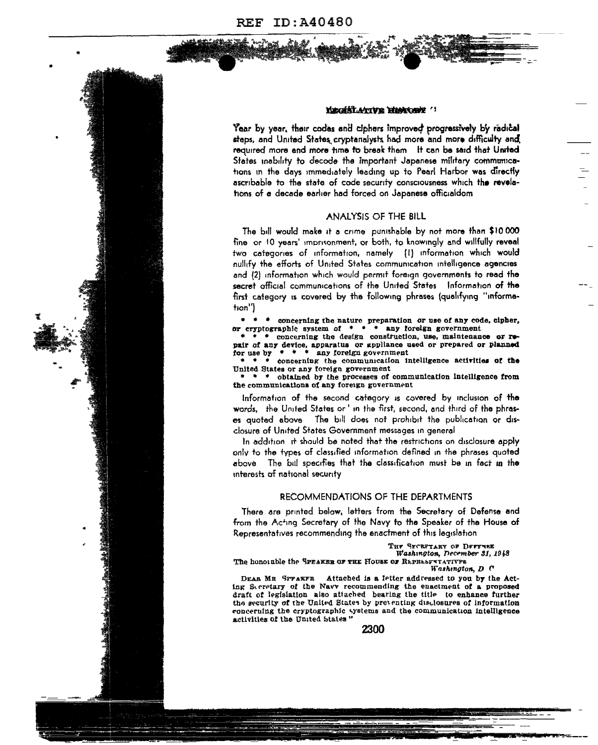Year by year, their codes and ciphers improved progressively by radical steps, and United States cryptanalysts had more and more difficulty and required more and more time to break them It can be said that United States inability to decode the important Japanese military communications in the days immediately leading up to Pearl Harbor was directly ascribable to the state of code security consciousness which the revelations of a decade earlier had forced on Japanese officialdom

## ANALYSIS OF THE BILL

The bill would make it a crime punishable by not more than $10 000 fine or 10 years' imprisonment, or both, to knowingly and willfully reveal two categories of information, namely (1) information which would nullify the efforts of United States communication intelligence agencies and (2) information which would permit foreign governments to read the secret official communications of the United States Information of the first category is covered by the following phrases (qualifying "information")

\* \* \* concerning the nature preparation or use of any code, cipher, or cryptographic system of \* \* \* any foreign government

\* \* \* concerning the design construction, use, maintenance or repair of any device, apparatus or appliance used or prepared or planned for use by \* \* \* any foreign government

\* \* \* concerning the communication intelligence activities of the United States or any foreign government

\* \* \* obtained by the processes of communication intelligence from the communications of any foreign government

Information of the second category is covered by inclusion of the words, the United States or' in the first, second, and third of the phrases quoted above The bill does not prohibit the publication or disclosure of United States Government messages in general

In addition it should be noted that the restrictions on disclosure apply only to the types of classified information defined in the phrases quoted above The bill specifies that the classification must be in fact in the interests of national security

## RECOMMENDATIONS OF THE DEPARTMENTS

There are printed below, letters from the Secretary of Defense and from the Acting Secretary of the Navy to the Speaker of the House of Representatives recommending the enactment of this legislation

THE SECRETARY OF DEFENSE
*Washington, December 31, 1948*

The honorable the SPEAKER OF THE HOUSE OF REPRESENTATIVES
*Washington, D C*

DEAR MR SPEAKER Attached is a letter addressed to you by the Acting Secretary of the Navy recommending the enactment of a proposed draft of legislation also attached bearing the title to enhance further the security of the United States by preventing disclosures of information concerning the cryptographic systems and the communication intelligence activities of the United States "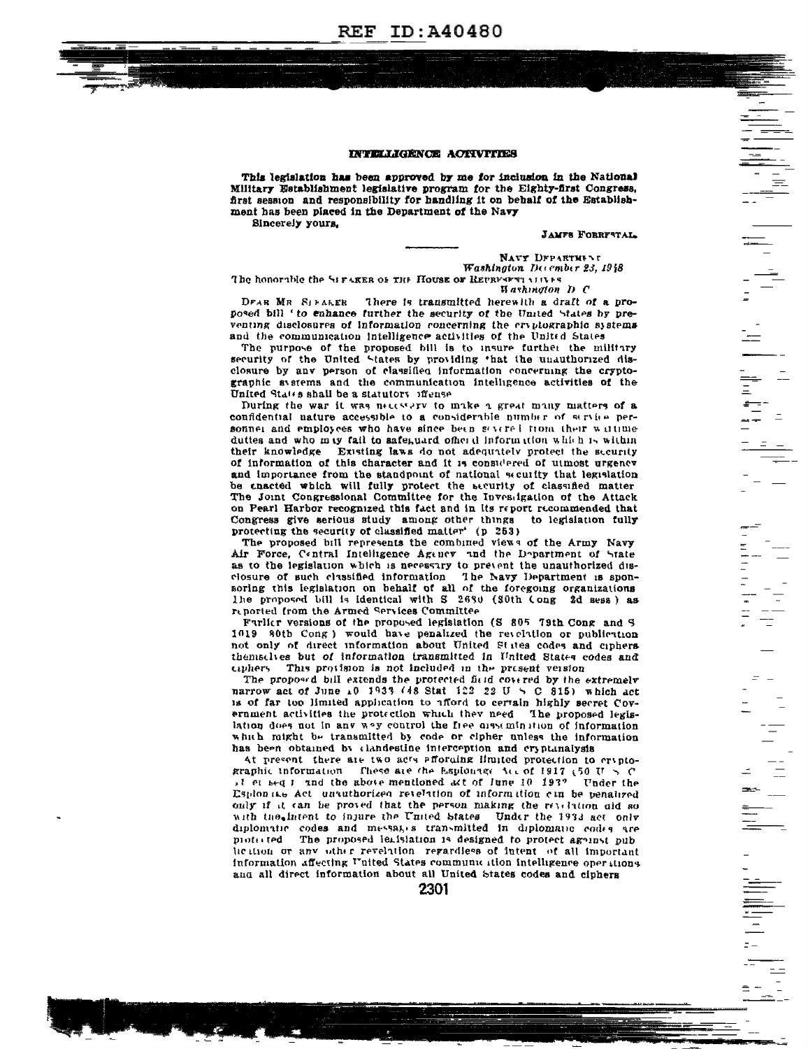## INTELLIGENCE ACTIVITIES

**This legislation has been approved by me for inclusion in the National Military Establishment legislative program for the Eighty-first Congress, first session and responsibility for handling it on behalf of the Establishment has been placed in the Department of the Navy**

**Sincerely yours,**

JAMES FORRESTAL.

---

NAVY DEPARTMENT
*Washington, December 23, 1948*

The honorable the SPEAKER OF THE HOUSE OF REPRESENTATIVES
*Washington D C*

DEAR MR SPEAKER There is transmitted herewith a draft of a proposed bill "to enhance further the security of the United States by preventing disclosures of information concerning the cryptographic systems and the communication intelligence activities of the United States

The purpose of the proposed bill is to insure further the military security of the United States by providing that the unauthorized disclosure by any person of classified information concerning the cryptographic systems and the communication intelligence activities of the United States shall be a statutory offense

During the war it was necessary to make a great many matters of a confidential nature accessible to a considerable number of service personnel and employees who have since been severed from their wartime duties and who may fail to safeguard official information which is within their knowledge Existing laws do not adequately protect the security of information of this character and it is considered of utmost urgency and importance from the standpoint of national security that legislation be enacted which will fully protect the security of classified matter The Joint Congressional Committee for the Investigation of the Attack on Pearl Harbor recognized this fact and in its report recommended that Congress give serious study among other things to legislation fully protecting the security of classified matter" (p 253)

The proposed bill represents the combined views of the Army Navy Air Force, Central Intelligence Agency and the Department of State as to the legislation which is necessary to prevent the unauthorized disclosure of such classified information The Navy Department is sponsoring this legislation on behalf of all of the foregoing organizations The proposed bill is identical with S 2680 (80th Cong 2d sess ) as reported from the Armed Services Committee

Earlier versions of the proposed legislation (S 805 79th Cong and S 1019 80th Cong ) would have penalized the revelation or publication not only of direct information about United States codes and ciphers themselves but of information transmitted in United States codes and ciphers This provision is not included in the present version

The proposed bill extends the protected field covered by the extremely narrow act of June 10 1933 (48 Stat 122 22 U S C 815) which act is of far too limited application to afford to certain highly secret Government activities the protection which they need The proposed legislation does not in any way control the free dissemination of information which might be transmitted by code or cipher unless the information has been obtained by clandestine interception and cryptanalysis

At present there are two acts affording limited protection to cryptographic information These are the Espionage Act of 1917 (50 U S C 31 et seq ) and the above mentioned act of June 10 1933 Under the Espionage Act unauthorized revelation of information can be penalized only if it can be proved that the person making the revelation did so with the intent to injure the United States Under the 1933 act only diplomatic codes and messages transmitted in diplomatic codes are protected The proposed legislation is designed to protect against publication or any other revelation regardless of intent of all important information affecting United States communication intelligence operations and all direct information about all United States codes and ciphers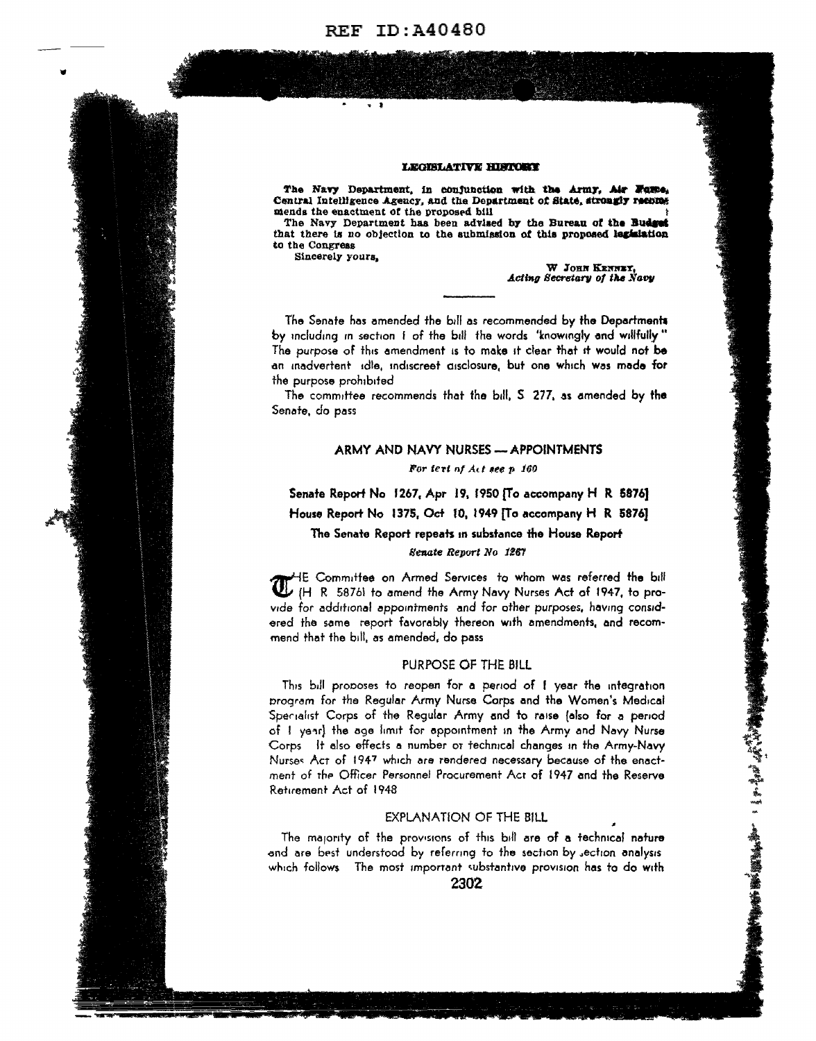### LEGISLATIVE HISTORY

The Navy Department, in conjunction with the Army, Air Force, Central Intelligence Agency, and the Department of State, strongly recommends the enactment of the proposed bill

The Navy Department has been advised by the Bureau of the Budget that there is no objection to the submission of this proposed legislation to the Congress

Sincerely yours,

W JOHN KENNEY,
*Acting Secretary of the Navy*

---

The Senate has amended the bill as recommended by the Departments by including in section 1 of the bill the words "knowingly and willfully" The purpose of this amendment is to make it clear that it would not be an inadvertent idle, indiscreet disclosure, but one which was made for the purpose prohibited

The committee recommends that the bill, S 277, as amended by the Senate, do pass

## ARMY AND NAVY NURSES — APPOINTMENTS

*For text of Act see p 160*

**Senate Report No 1267, Apr 19, 1950 [To accompany H R 5876]**

**House Report No 1375, Oct 10, 1949 [To accompany H R 5876]**

**The Senate Report repeats in substance the House Report**

*Senate Report No 1267*

THE Committee on Armed Services to whom was referred the bill (H R 5876) to amend the Army Navy Nurses Act of 1947, to provide for additional appointments and for other purposes, having considered the same report favorably thereon with amendments, and recommend that the bill, as amended, do pass

### PURPOSE OF THE BILL

This bill proposes to reopen for a period of 1 year the integration program for the Regular Army Nurse Corps and the Women's Medical Specialist Corps of the Regular Army and to raise (also for a period of 1 year) the age limit for appointment in the Army and Navy Nurse Corps It also effects a number of technical changes in the Army-Navy Nurses Act of 1947 which are rendered necessary because of the enactment of the Officer Personnel Procurement Act of 1947 and the Reserve Retirement Act of 1948

### EXPLANATION OF THE BILL

The majority of the provisions of this bill are of a technical nature and are best understood by referring to the section by section analysis which follows The most important substantive provision has to do with